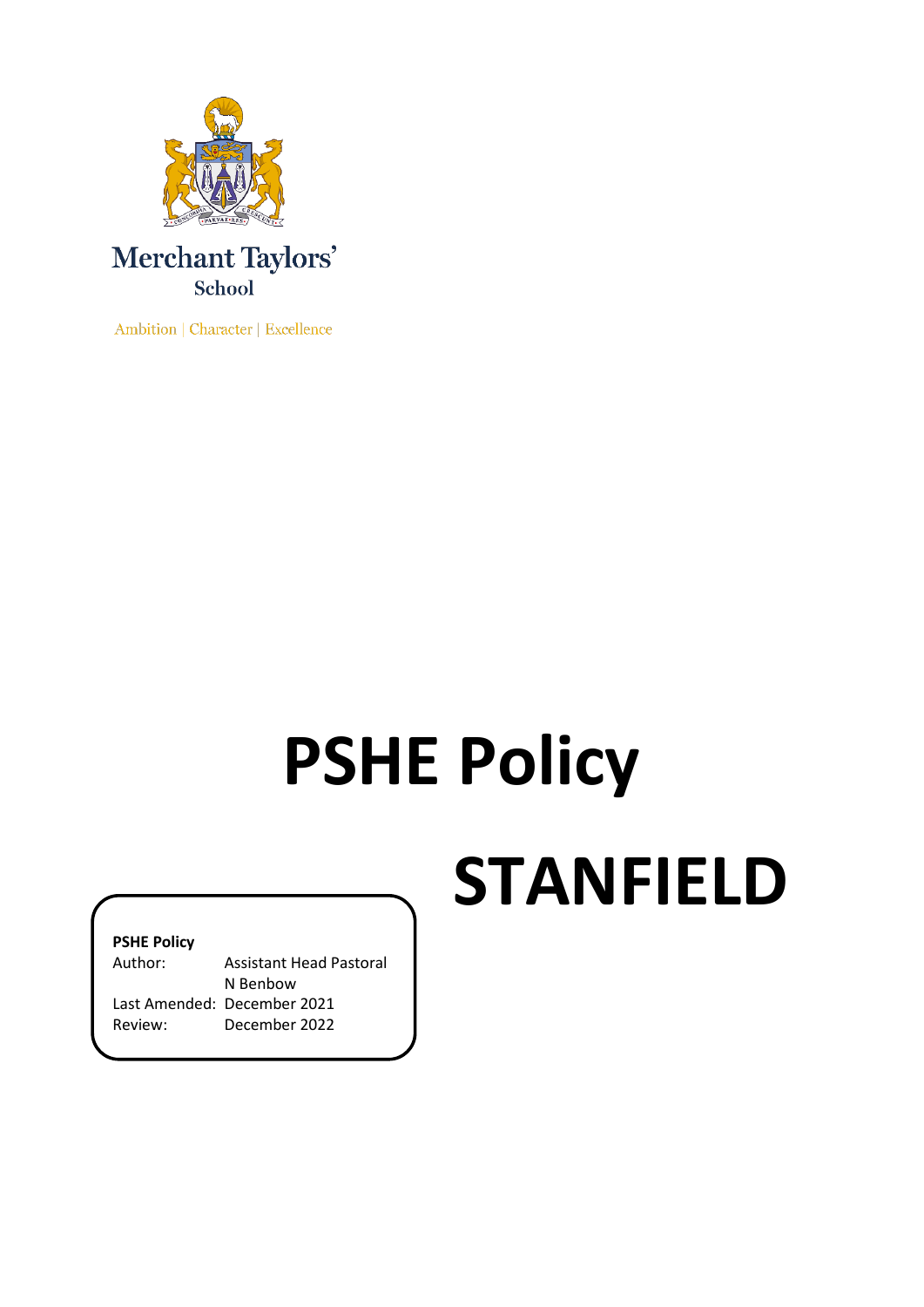Merchant Taylors' School

Ambition | Character | Excellence

# PSHE Policy

# STANFIELD

**PSHE Policy**

| | |
|---|---|
| Author: | Assistant Head Pastoral N Benbow |
| Last Amended: | December 2021 |
| Review: | December 2022 |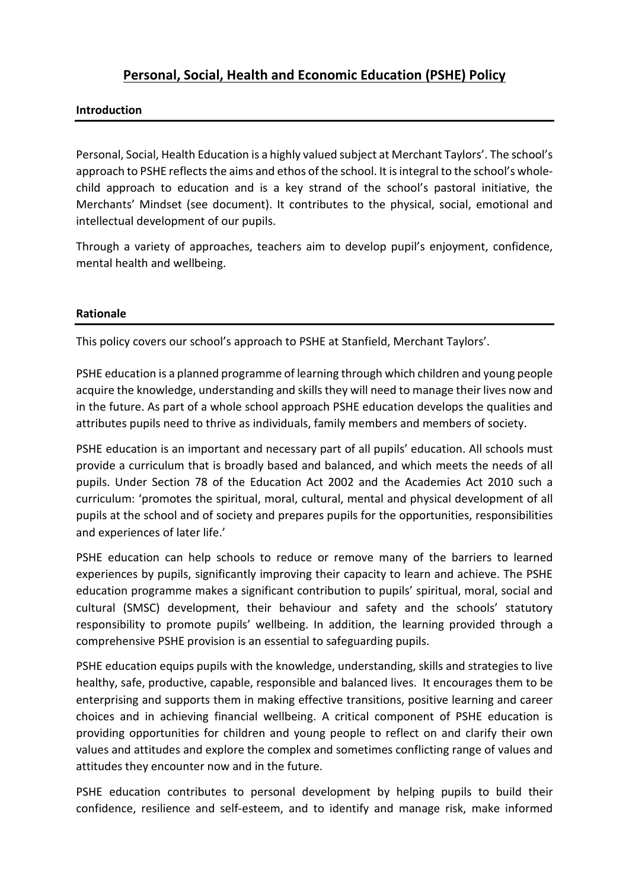# Personal, Social, Health and Economic Education (PSHE) Policy

## Introduction

Personal, Social, Health Education is a highly valued subject at Merchant Taylors'. The school's approach to PSHE reflects the aims and ethos of the school. It is integral to the school's whole-child approach to education and is a key strand of the school's pastoral initiative, the Merchants' Mindset (see document). It contributes to the physical, social, emotional and intellectual development of our pupils.

Through a variety of approaches, teachers aim to develop pupil's enjoyment, confidence, mental health and wellbeing.

## Rationale

This policy covers our school's approach to PSHE at Stanfield, Merchant Taylors'.

PSHE education is a planned programme of learning through which children and young people acquire the knowledge, understanding and skills they will need to manage their lives now and in the future. As part of a whole school approach PSHE education develops the qualities and attributes pupils need to thrive as individuals, family members and members of society.

PSHE education is an important and necessary part of all pupils' education. All schools must provide a curriculum that is broadly based and balanced, and which meets the needs of all pupils. Under Section 78 of the Education Act 2002 and the Academies Act 2010 such a curriculum: 'promotes the spiritual, moral, cultural, mental and physical development of all pupils at the school and of society and prepares pupils for the opportunities, responsibilities and experiences of later life.'

PSHE education can help schools to reduce or remove many of the barriers to learned experiences by pupils, significantly improving their capacity to learn and achieve. The PSHE education programme makes a significant contribution to pupils' spiritual, moral, social and cultural (SMSC) development, their behaviour and safety and the schools' statutory responsibility to promote pupils' wellbeing. In addition, the learning provided through a comprehensive PSHE provision is an essential to safeguarding pupils.

PSHE education equips pupils with the knowledge, understanding, skills and strategies to live healthy, safe, productive, capable, responsible and balanced lives. It encourages them to be enterprising and supports them in making effective transitions, positive learning and career choices and in achieving financial wellbeing. A critical component of PSHE education is providing opportunities for children and young people to reflect on and clarify their own values and attitudes and explore the complex and sometimes conflicting range of values and attitudes they encounter now and in the future.

PSHE education contributes to personal development by helping pupils to build their confidence, resilience and self-esteem, and to identify and manage risk, make informed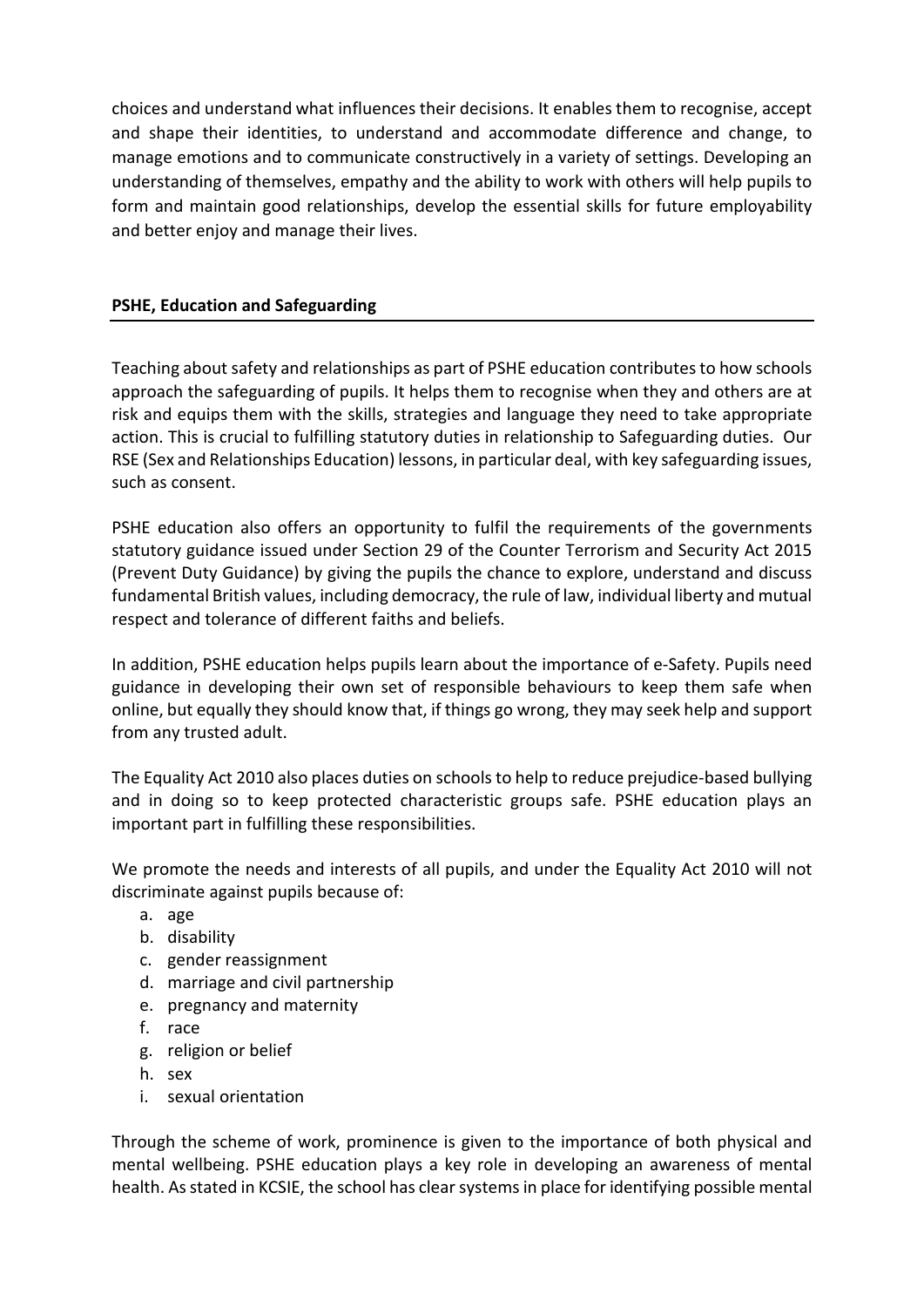choices and understand what influences their decisions. It enables them to recognise, accept and shape their identities, to understand and accommodate difference and change, to manage emotions and to communicate constructively in a variety of settings. Developing an understanding of themselves, empathy and the ability to work with others will help pupils to form and maintain good relationships, develop the essential skills for future employability and better enjoy and manage their lives.

## PSHE, Education and Safeguarding

Teaching about safety and relationships as part of PSHE education contributes to how schools approach the safeguarding of pupils. It helps them to recognise when they and others are at risk and equips them with the skills, strategies and language they need to take appropriate action. This is crucial to fulfilling statutory duties in relationship to Safeguarding duties. Our RSE (Sex and Relationships Education) lessons, in particular deal, with key safeguarding issues, such as consent.

PSHE education also offers an opportunity to fulfil the requirements of the governments statutory guidance issued under Section 29 of the Counter Terrorism and Security Act 2015 (Prevent Duty Guidance) by giving the pupils the chance to explore, understand and discuss fundamental British values, including democracy, the rule of law, individual liberty and mutual respect and tolerance of different faiths and beliefs.

In addition, PSHE education helps pupils learn about the importance of e-Safety. Pupils need guidance in developing their own set of responsible behaviours to keep them safe when online, but equally they should know that, if things go wrong, they may seek help and support from any trusted adult.

The Equality Act 2010 also places duties on schools to help to reduce prejudice-based bullying and in doing so to keep protected characteristic groups safe. PSHE education plays an important part in fulfilling these responsibilities.

We promote the needs and interests of all pupils, and under the Equality Act 2010 will not discriminate against pupils because of:

a. age
b. disability
c. gender reassignment
d. marriage and civil partnership
e. pregnancy and maternity
f. race
g. religion or belief
h. sex
i. sexual orientation

Through the scheme of work, prominence is given to the importance of both physical and mental wellbeing. PSHE education plays a key role in developing an awareness of mental health. As stated in KCSIE, the school has clear systems in place for identifying possible mental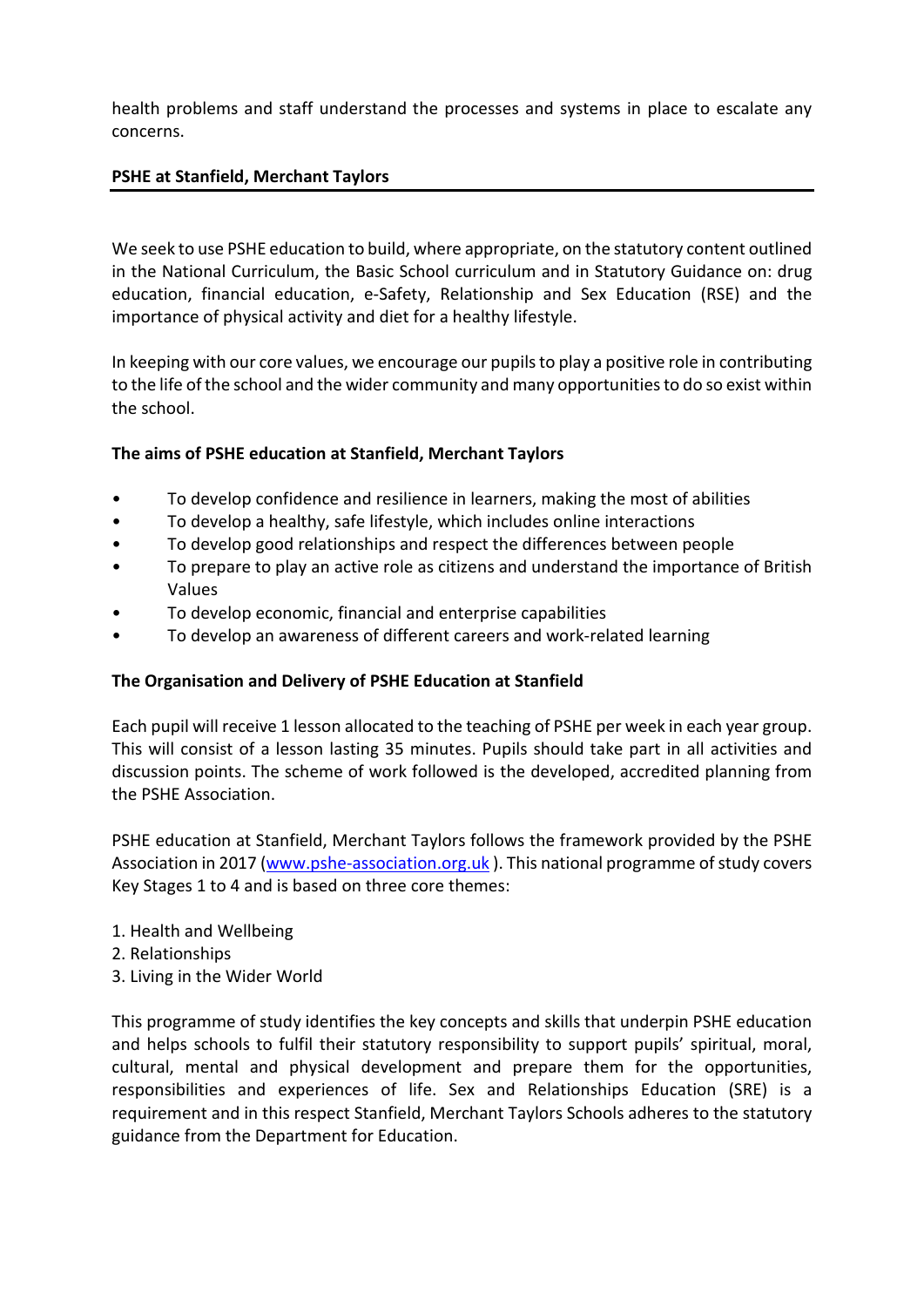health problems and staff understand the processes and systems in place to escalate any concerns.

## PSHE at Stanfield, Merchant Taylors

We seek to use PSHE education to build, where appropriate, on the statutory content outlined in the National Curriculum, the Basic School curriculum and in Statutory Guidance on: drug education, financial education, e-Safety, Relationship and Sex Education (RSE) and the importance of physical activity and diet for a healthy lifestyle.

In keeping with our core values, we encourage our pupils to play a positive role in contributing to the life of the school and the wider community and many opportunities to do so exist within the school.

### The aims of PSHE education at Stanfield, Merchant Taylors

- To develop confidence and resilience in learners, making the most of abilities
- To develop a healthy, safe lifestyle, which includes online interactions
- To develop good relationships and respect the differences between people
- To prepare to play an active role as citizens and understand the importance of British Values
- To develop economic, financial and enterprise capabilities
- To develop an awareness of different careers and work-related learning

### The Organisation and Delivery of PSHE Education at Stanfield

Each pupil will receive 1 lesson allocated to the teaching of PSHE per week in each year group. This will consist of a lesson lasting 35 minutes. Pupils should take part in all activities and discussion points. The scheme of work followed is the developed, accredited planning from the PSHE Association.

PSHE education at Stanfield, Merchant Taylors follows the framework provided by the PSHE Association in 2017 ([www.pshe-association.org.uk](http://www.pshe-association.org.uk) ). This national programme of study covers Key Stages 1 to 4 and is based on three core themes:

1. Health and Wellbeing
2. Relationships
3. Living in the Wider World

This programme of study identifies the key concepts and skills that underpin PSHE education and helps schools to fulfil their statutory responsibility to support pupils' spiritual, moral, cultural, mental and physical development and prepare them for the opportunities, responsibilities and experiences of life. Sex and Relationships Education (SRE) is a requirement and in this respect Stanfield, Merchant Taylors Schools adheres to the statutory guidance from the Department for Education.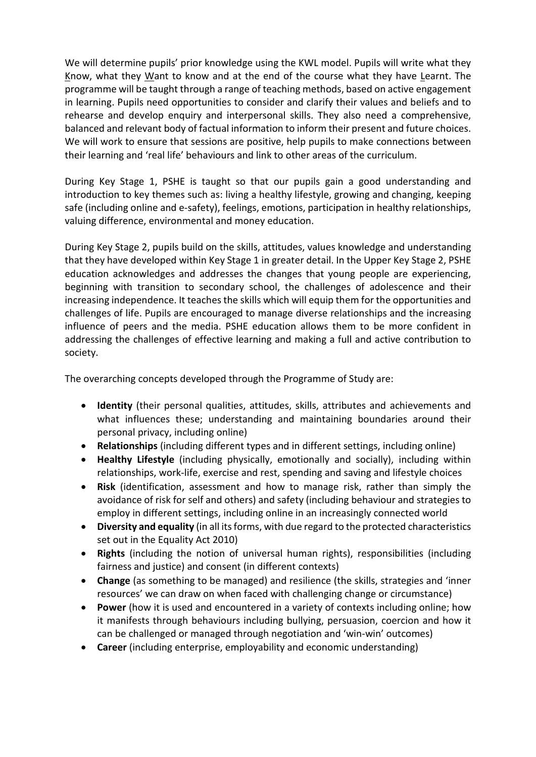We will determine pupils' prior knowledge using the KWL model. Pupils will write what they Know, what they Want to know and at the end of the course what they have Learnt. The programme will be taught through a range of teaching methods, based on active engagement in learning. Pupils need opportunities to consider and clarify their values and beliefs and to rehearse and develop enquiry and interpersonal skills. They also need a comprehensive, balanced and relevant body of factual information to inform their present and future choices. We will work to ensure that sessions are positive, help pupils to make connections between their learning and 'real life' behaviours and link to other areas of the curriculum.

During Key Stage 1, PSHE is taught so that our pupils gain a good understanding and introduction to key themes such as: living a healthy lifestyle, growing and changing, keeping safe (including online and e-safety), feelings, emotions, participation in healthy relationships, valuing difference, environmental and money education.

During Key Stage 2, pupils build on the skills, attitudes, values knowledge and understanding that they have developed within Key Stage 1 in greater detail. In the Upper Key Stage 2, PSHE education acknowledges and addresses the changes that young people are experiencing, beginning with transition to secondary school, the challenges of adolescence and their increasing independence. It teaches the skills which will equip them for the opportunities and challenges of life. Pupils are encouraged to manage diverse relationships and the increasing influence of peers and the media. PSHE education allows them to be more confident in addressing the challenges of effective learning and making a full and active contribution to society.

The overarching concepts developed through the Programme of Study are:

- **Identity** (their personal qualities, attitudes, skills, attributes and achievements and what influences these; understanding and maintaining boundaries around their personal privacy, including online)
- **Relationships** (including different types and in different settings, including online)
- **Healthy Lifestyle** (including physically, emotionally and socially), including within relationships, work-life, exercise and rest, spending and saving and lifestyle choices
- **Risk** (identification, assessment and how to manage risk, rather than simply the avoidance of risk for self and others) and safety (including behaviour and strategies to employ in different settings, including online in an increasingly connected world
- **Diversity and equality** (in all its forms, with due regard to the protected characteristics set out in the Equality Act 2010)
- **Rights** (including the notion of universal human rights), responsibilities (including fairness and justice) and consent (in different contexts)
- **Change** (as something to be managed) and resilience (the skills, strategies and 'inner resources' we can draw on when faced with challenging change or circumstance)
- **Power** (how it is used and encountered in a variety of contexts including online; how it manifests through behaviours including bullying, persuasion, coercion and how it can be challenged or managed through negotiation and 'win-win' outcomes)
- **Career** (including enterprise, employability and economic understanding)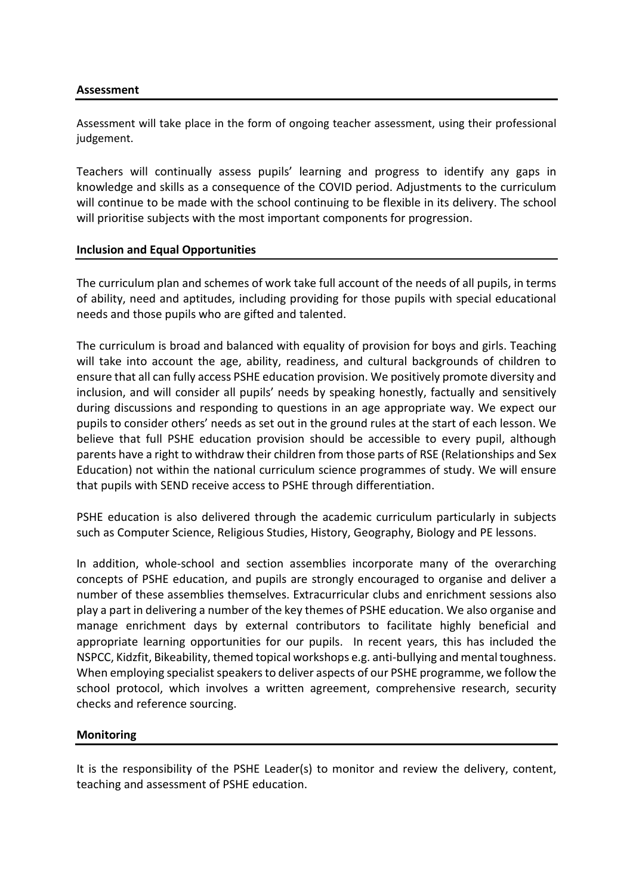## Assessment

Assessment will take place in the form of ongoing teacher assessment, using their professional judgement.

Teachers will continually assess pupils' learning and progress to identify any gaps in knowledge and skills as a consequence of the COVID period. Adjustments to the curriculum will continue to be made with the school continuing to be flexible in its delivery. The school will prioritise subjects with the most important components for progression.

## Inclusion and Equal Opportunities

The curriculum plan and schemes of work take full account of the needs of all pupils, in terms of ability, need and aptitudes, including providing for those pupils with special educational needs and those pupils who are gifted and talented.

The curriculum is broad and balanced with equality of provision for boys and girls. Teaching will take into account the age, ability, readiness, and cultural backgrounds of children to ensure that all can fully access PSHE education provision. We positively promote diversity and inclusion, and will consider all pupils' needs by speaking honestly, factually and sensitively during discussions and responding to questions in an age appropriate way. We expect our pupils to consider others' needs as set out in the ground rules at the start of each lesson. We believe that full PSHE education provision should be accessible to every pupil, although parents have a right to withdraw their children from those parts of RSE (Relationships and Sex Education) not within the national curriculum science programmes of study. We will ensure that pupils with SEND receive access to PSHE through differentiation.

PSHE education is also delivered through the academic curriculum particularly in subjects such as Computer Science, Religious Studies, History, Geography, Biology and PE lessons.

In addition, whole-school and section assemblies incorporate many of the overarching concepts of PSHE education, and pupils are strongly encouraged to organise and deliver a number of these assemblies themselves. Extracurricular clubs and enrichment sessions also play a part in delivering a number of the key themes of PSHE education. We also organise and manage enrichment days by external contributors to facilitate highly beneficial and appropriate learning opportunities for our pupils. In recent years, this has included the NSPCC, Kidzfit, Bikeability, themed topical workshops e.g. anti-bullying and mental toughness. When employing specialist speakers to deliver aspects of our PSHE programme, we follow the school protocol, which involves a written agreement, comprehensive research, security checks and reference sourcing.

## Monitoring

It is the responsibility of the PSHE Leader(s) to monitor and review the delivery, content, teaching and assessment of PSHE education.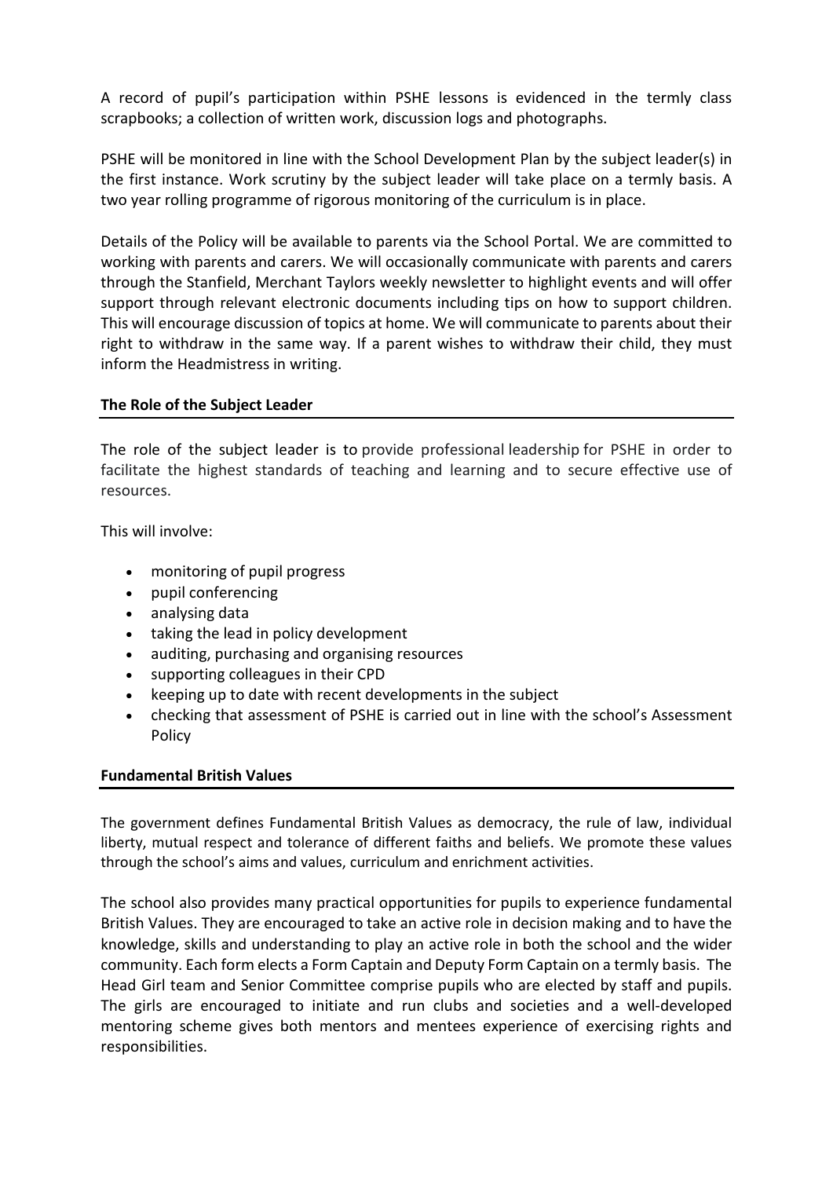A record of pupil's participation within PSHE lessons is evidenced in the termly class scrapbooks; a collection of written work, discussion logs and photographs.

PSHE will be monitored in line with the School Development Plan by the subject leader(s) in the first instance. Work scrutiny by the subject leader will take place on a termly basis. A two year rolling programme of rigorous monitoring of the curriculum is in place.

Details of the Policy will be available to parents via the School Portal. We are committed to working with parents and carers. We will occasionally communicate with parents and carers through the Stanfield, Merchant Taylors weekly newsletter to highlight events and will offer support through relevant electronic documents including tips on how to support children. This will encourage discussion of topics at home. We will communicate to parents about their right to withdraw in the same way. If a parent wishes to withdraw their child, they must inform the Headmistress in writing.

## The Role of the Subject Leader

The role of the subject leader is to provide professional leadership for PSHE in order to facilitate the highest standards of teaching and learning and to secure effective use of resources.

This will involve:

- monitoring of pupil progress
- pupil conferencing
- analysing data
- taking the lead in policy development
- auditing, purchasing and organising resources
- supporting colleagues in their CPD
- keeping up to date with recent developments in the subject
- checking that assessment of PSHE is carried out in line with the school's Assessment Policy

## Fundamental British Values

The government defines Fundamental British Values as democracy, the rule of law, individual liberty, mutual respect and tolerance of different faiths and beliefs. We promote these values through the school's aims and values, curriculum and enrichment activities.

The school also provides many practical opportunities for pupils to experience fundamental British Values. They are encouraged to take an active role in decision making and to have the knowledge, skills and understanding to play an active role in both the school and the wider community. Each form elects a Form Captain and Deputy Form Captain on a termly basis. The Head Girl team and Senior Committee comprise pupils who are elected by staff and pupils. The girls are encouraged to initiate and run clubs and societies and a well-developed mentoring scheme gives both mentors and mentees experience of exercising rights and responsibilities.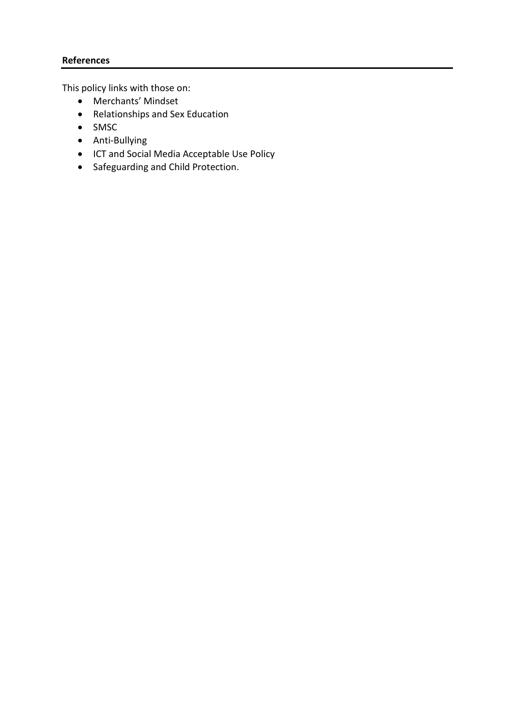**References**

This policy links with those on:

- Merchants' Mindset
- Relationships and Sex Education
- SMSC
- Anti-Bullying
- ICT and Social Media Acceptable Use Policy
- Safeguarding and Child Protection.